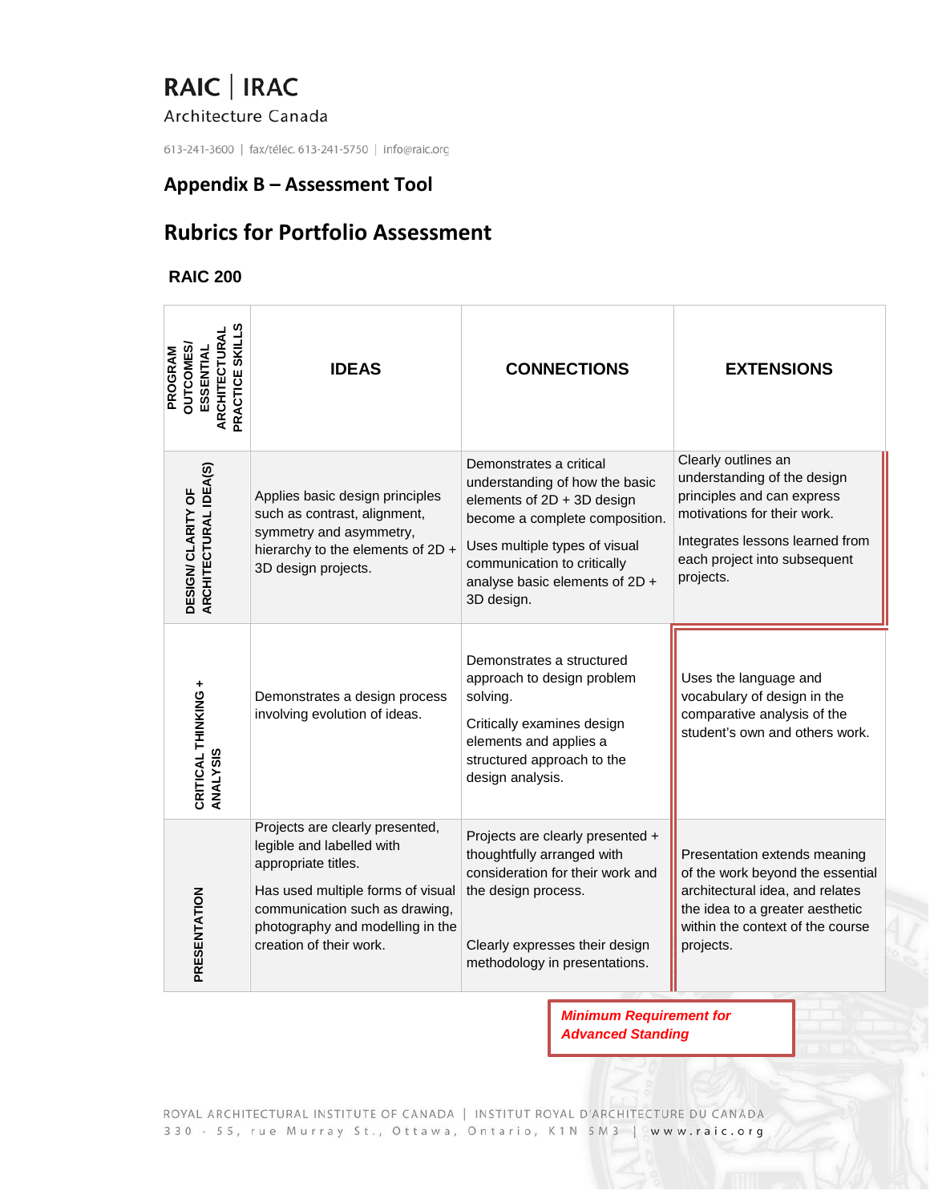RAIC | IRAC

Architecture Canada

613-241-3600 | fax/téléc. 613-241-5750 | info@raic.org

## Appendix B – Assessment Tool

# Rubrics for Portfolio Assessment

### RAIC 200

| PROGRAM OUTCOMES/ ESSENTIAL ARCHITECTURAL PRACTICE SKILLS | IDEAS | CONNECTIONS | EXTENSIONS |
| --- | --- | --- | --- |
| DESIGN/ CLARITY OF ARCHITECTURAL IDEA(S) | Applies basic design principles such as contrast, alignment, symmetry and asymmetry, hierarchy to the elements of 2D + 3D design projects. | Demonstrates a critical understanding of how the basic elements of 2D + 3D design become a complete composition.<br><br>Uses multiple types of visual communication to critically analyse basic elements of 2D + 3D design. | Clearly outlines an understanding of the design principles and can express motivations for their work.<br><br>Integrates lessons learned from each project into subsequent projects. |
| CRITICAL THINKING + ANALYSIS | Demonstrates a design process involving evolution of ideas. | Demonstrates a structured approach to design problem solving.<br><br>Critically examines design elements and applies a structured approach to the design analysis. | Uses the language and vocabulary of design in the comparative analysis of the student's own and others work. |
| PRESENTATION | Projects are clearly presented, legible and labelled with appropriate titles.<br><br>Has used multiple forms of visual communication such as drawing, photography and modelling in the creation of their work. | Projects are clearly presented + thoughtfully arranged with consideration for their work and the design process.<br><br>Clearly expresses their design methodology in presentations. | Presentation extends meaning of the work beyond the essential architectural idea, and relates the idea to a greater aesthetic within the context of the course projects. |

***Minimum Requirement for Advanced Standing***

ROYAL ARCHITECTURAL INSTITUTE OF CANADA | INSTITUT ROYAL D'ARCHITECTURE DU CANADA
330 - 55, rue Murray St., Ottawa, Ontario, K1N 5M3 | www.raic.org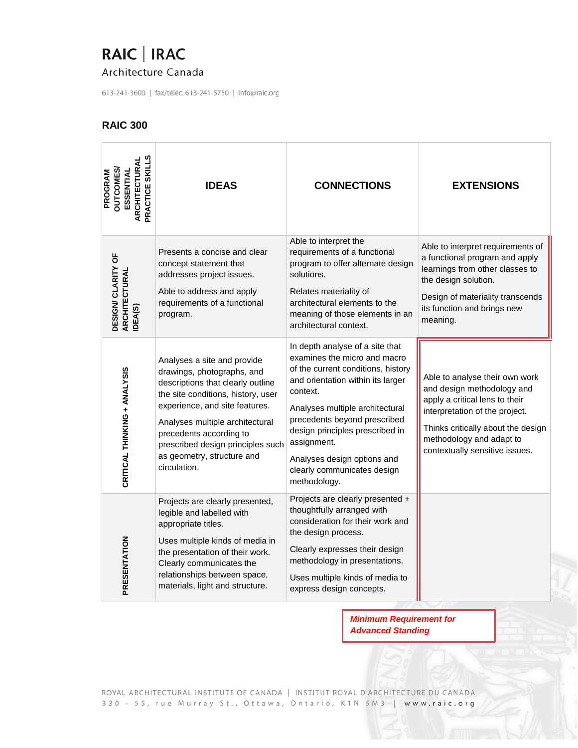RAIC | IRAC

Architecture Canada

613-241-3600 | fax/téléc. 613-241-5750 | info@raic.org

## RAIC 300

| PROGRAM OUTCOMES/ ESSENTIAL ARCHITECTURAL PRACTICE SKILLS | IDEAS | CONNECTIONS | EXTENSIONS |
|---|---|---|---|
| DESIGN/ CLARITY OF ARCHITECTURAL IDEA(S) | Presents a concise and clear concept statement that addresses project issues.<br><br>Able to address and apply requirements of a functional program. | Able to interpret the requirements of a functional program to offer alternate design solutions.<br><br>Relates materiality of architectural elements to the meaning of those elements in an architectural context. | Able to interpret requirements of a functional program and apply learnings from other classes to the design solution.<br><br>Design of materiality transcends its function and brings new meaning. |
| CRITICAL THINKING + ANALYSIS | Analyses a site and provide drawings, photographs, and descriptions that clearly outline the site conditions, history, user experience, and site features.<br><br>Analyses multiple architectural precedents according to prescribed design principles such as geometry, structure and circulation. | In depth analyse of a site that examines the micro and macro of the current conditions, history and orientation within its larger context.<br><br>Analyses multiple architectural precedents beyond prescribed design principles prescribed in assignment.<br><br>Analyses design options and clearly communicates design methodology. | Able to analyse their own work and design methodology and apply a critical lens to their interpretation of the project.<br><br>Thinks critically about the design methodology and adapt to contextually sensitive issues. |
| PRESENTATION | Projects are clearly presented, legible and labelled with appropriate titles.<br><br>Uses multiple kinds of media in the presentation of their work. Clearly communicates the relationships between space, materials, light and structure. | Projects are clearly presented + thoughtfully arranged with consideration for their work and the design process.<br><br>Clearly expresses their design methodology in presentations.<br><br>Uses multiple kinds of media to express design concepts. | |

***Minimum Requirement for Advanced Standing***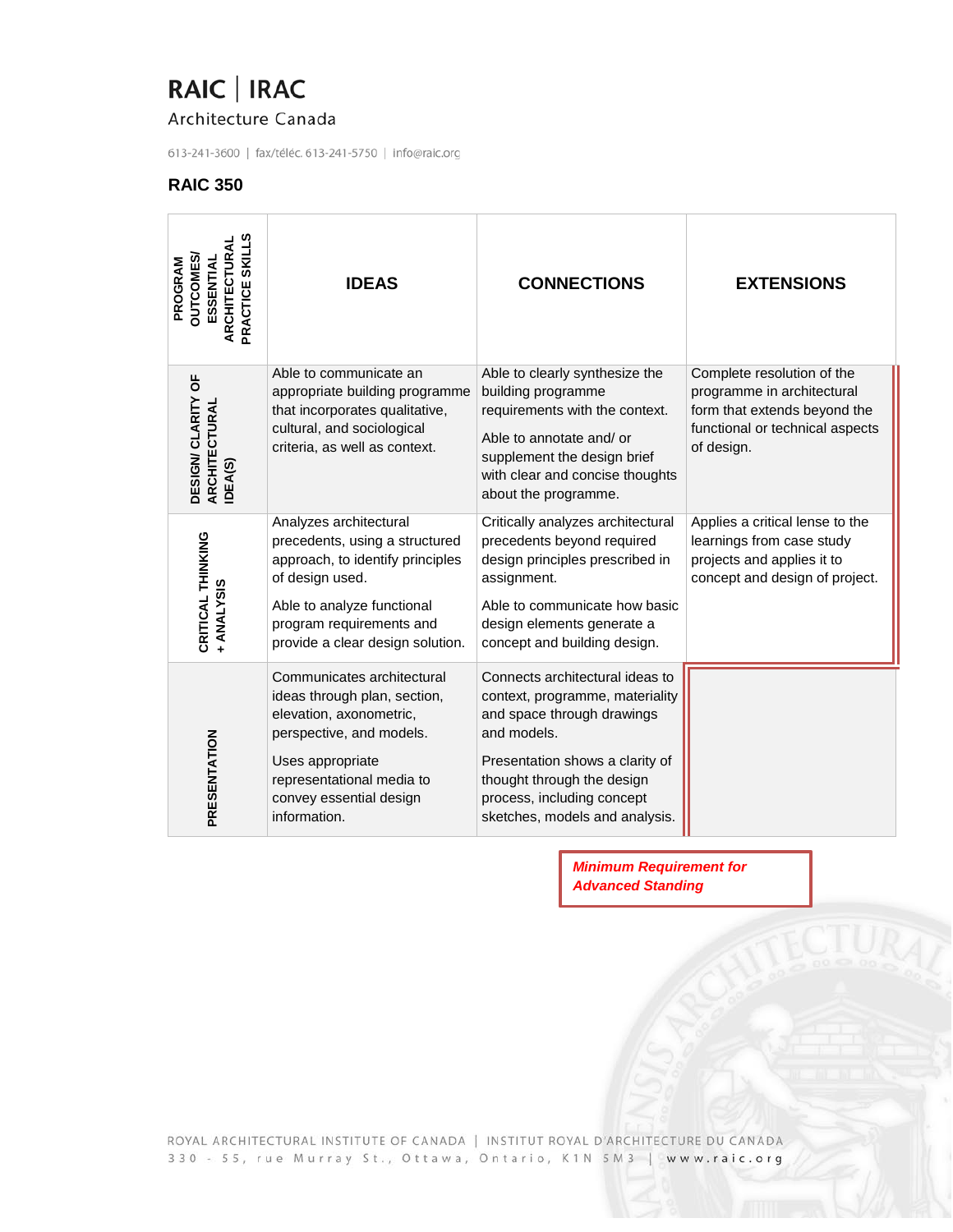RAIC | IRAC

Architecture Canada

613-241-3600 | fax/téléc. 613-241-5750 | info@raic.org

**RAIC 350**

| PROGRAM OUTCOMES/ ESSENTIAL ARCHITECTURAL PRACTICE SKILLS | IDEAS | CONNECTIONS | EXTENSIONS |
|---|---|---|---|
| DESIGN/ CLARITY OF ARCHITECTURAL IDEA(S) | Able to communicate an appropriate building programme that incorporates qualitative, cultural, and sociological criteria, as well as context. | Able to clearly synthesize the building programme requirements with the context.<br><br>Able to annotate and/ or supplement the design brief with clear and concise thoughts about the programme. | Complete resolution of the programme in architectural form that extends beyond the functional or technical aspects of design. |
| CRITICAL THINKING + ANALYSIS | Analyzes architectural precedents, using a structured approach, to identify principles of design used.<br><br>Able to analyze functional program requirements and provide a clear design solution. | Critically analyzes architectural precedents beyond required design principles prescribed in assignment.<br><br>Able to communicate how basic design elements generate a concept and building design. | Applies a critical lense to the learnings from case study projects and applies it to concept and design of project. |
| PRESENTATION | Communicates architectural ideas through plan, section, elevation, axonometric, perspective, and models.<br><br>Uses appropriate representational media to convey essential design information. | Connects architectural ideas to context, programme, materiality and space through drawings and models.<br><br>Presentation shows a clarity of thought through the design process, including concept sketches, models and analysis. | |

***Minimum Requirement for Advanced Standing***

ROYAL ARCHITECTURAL INSTITUTE OF CANADA | INSTITUT ROYAL D'ARCHITECTURE DU CANADA
330 - 55, rue Murray St., Ottawa, Ontario, K1N 5M3 | www.raic.org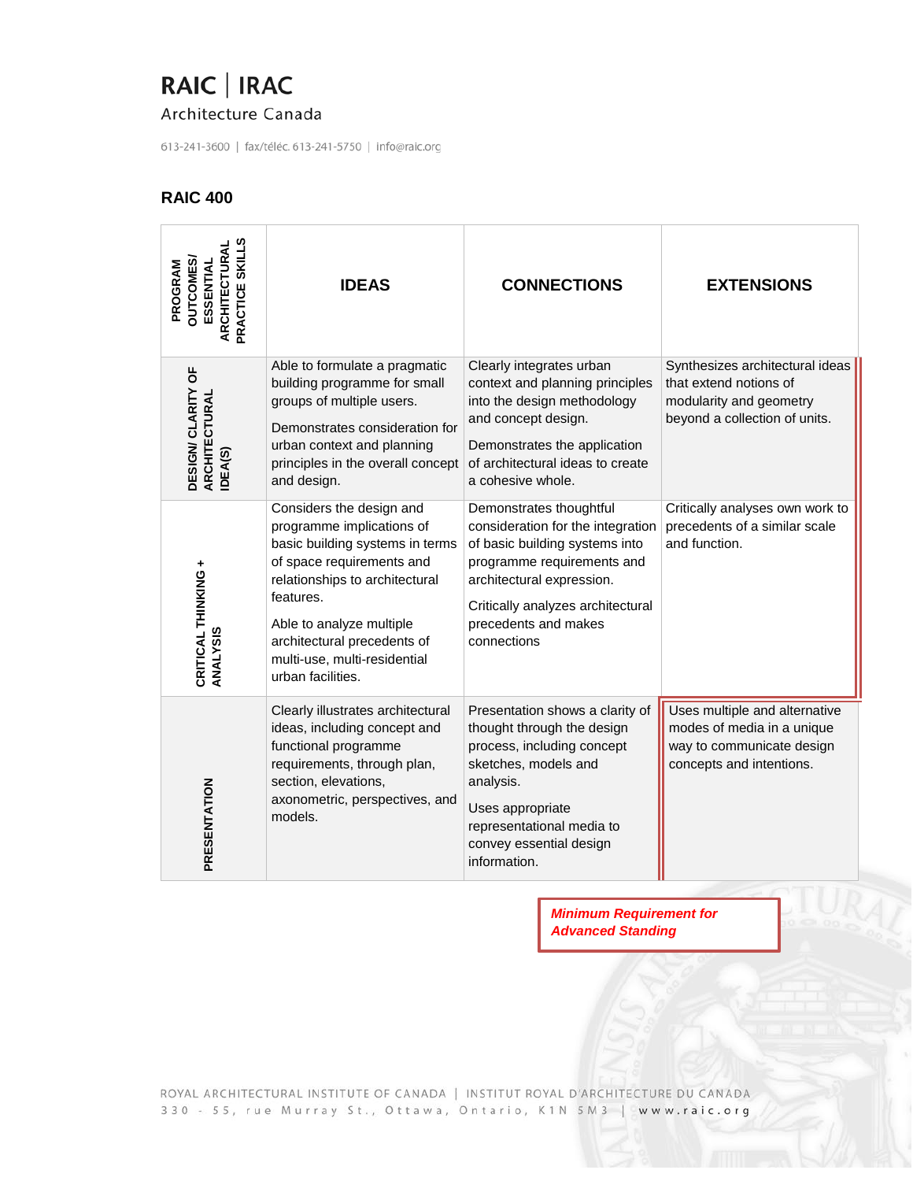# RAIC | IRAC

Architecture Canada

613-241-3600 | fax/téléc. 613-241-5750 | info@raic.org

## RAIC 400

| PROGRAM OUTCOMES/ ESSENTIAL ARCHITECTURAL PRACTICE SKILLS | IDEAS | CONNECTIONS | EXTENSIONS |
|---|---|---|---|
| DESIGN/ CLARITY OF ARCHITECTURAL IDEA(S) | Able to formulate a pragmatic building programme for small groups of multiple users. Demonstrates consideration for urban context and planning principles in the overall concept and design. | Clearly integrates urban context and planning principles into the design methodology and concept design. Demonstrates the application of architectural ideas to create a cohesive whole. | Synthesizes architectural ideas that extend notions of modularity and geometry beyond a collection of units. |
| CRITICAL THINKING + ANALYSIS | Considers the design and programme implications of basic building systems in terms of space requirements and relationships to architectural features. Able to analyze multiple architectural precedents of multi-use, multi-residential urban facilities. | Demonstrates thoughtful consideration for the integration of basic building systems into programme requirements and architectural expression. Critically analyzes architectural precedents and makes connections | Critically analyses own work to precedents of a similar scale and function. |
| PRESENTATION | Clearly illustrates architectural ideas, including concept and functional programme requirements, through plan, section, elevations, axonometric, perspectives, and models. | Presentation shows a clarity of thought through the design process, including concept sketches, models and analysis. Uses appropriate representational media to convey essential design information. | Uses multiple and alternative modes of media in a unique way to communicate design concepts and intentions. |

***Minimum Requirement for Advanced Standing***

ROYAL ARCHITECTURAL INSTITUTE OF CANADA | INSTITUT ROYAL D'ARCHITECTURE DU CANADA
330 - 55, rue Murray St., Ottawa, Ontario, K1N 5M3 | www.raic.org